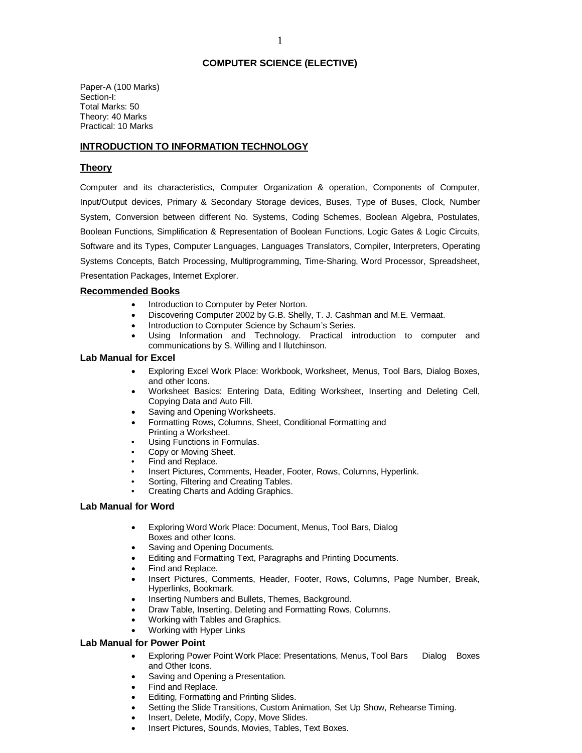# COMPUTER SCIENCE (ELECTIVE)

Paper-A (100 Marks)
Section-I:
Total Marks: 50
Theory: 40 Marks
Practical: 10 Marks

## INTRODUCTION TO INFORMATION TECHNOLOGY

### Theory

Computer and its characteristics, Computer Organization & operation, Components of Computer, Input/Output devices, Primary & Secondary Storage devices, Buses, Type of Buses, Clock, Number System, Conversion between different No. Systems, Coding Schemes, Boolean Algebra, Postulates, Boolean Functions, Simplification & Representation of Boolean Functions, Logic Gates & Logic Circuits, Software and its Types, Computer Languages, Languages Translators, Compiler, Interpreters, Operating Systems Concepts, Batch Processing, Multiprogramming, Time-Sharing, Word Processor, Spreadsheet, Presentation Packages, Internet Explorer.

### Recommended Books

- Introduction to Computer by Peter Norton.
- Discovering Computer 2002 by G.B. Shelly, T. J. Cashman and M.E. Vermaat.
- Introduction to Computer Science by Schaum's Series.
- Using Information and Technology. Practical introduction to computer and communications by S. Willing and I Ilutchinson.

### Lab Manual for Excel

- Exploring Excel Work Place: Workbook, Worksheet, Menus, Tool Bars, Dialog Boxes, and other Icons.
- Worksheet Basics: Entering Data, Editing Worksheet, Inserting and Deleting Cell, Copying Data and Auto Fill.
- Saving and Opening Worksheets.
- Formatting Rows, Columns, Sheet, Conditional Formatting and Printing a Worksheet.
- Using Functions in Formulas.
- Copy or Moving Sheet.
- Find and Replace.
- Insert Pictures, Comments, Header, Footer, Rows, Columns, Hyperlink.
- Sorting, Filtering and Creating Tables.
- Creating Charts and Adding Graphics.

### Lab Manual for Word

- Exploring Word Work Place: Document, Menus, Tool Bars, Dialog Boxes and other Icons.
- Saving and Opening Documents.
- Editing and Formatting Text, Paragraphs and Printing Documents.
- Find and Replace.
- Insert Pictures, Comments, Header, Footer, Rows, Columns, Page Number, Break, Hyperlinks, Bookmark.
- Inserting Numbers and Bullets, Themes, Background.
- Draw Table, Inserting, Deleting and Formatting Rows, Columns.
- Working with Tables and Graphics.
- Working with Hyper Links

### Lab Manual for Power Point

- Exploring Power Point Work Place: Presentations, Menus, Tool Bars Dialog Boxes and Other Icons.
- Saving and Opening a Presentation.
- Find and Replace.
- Editing, Formatting and Printing Slides.
- Setting the Slide Transitions, Custom Animation, Set Up Show, Rehearse Timing.
- Insert, Delete, Modify, Copy, Move Slides.
- Insert Pictures, Sounds, Movies, Tables, Text Boxes.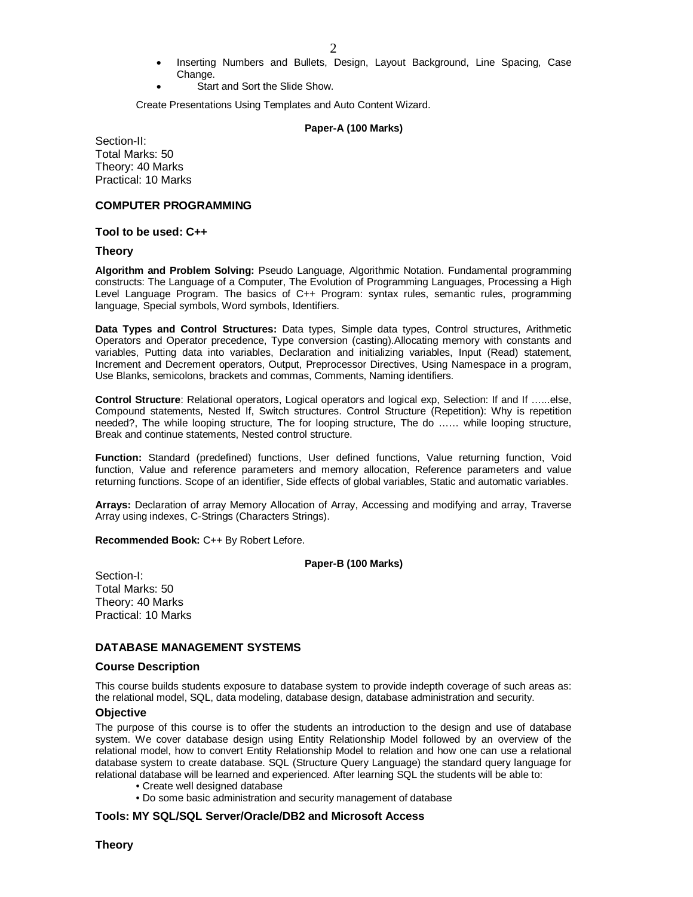- Inserting Numbers and Bullets, Design, Layout Background, Line Spacing, Case Change.
- Start and Sort the Slide Show.

Create Presentations Using Templates and Auto Content Wizard.

**Paper-A (100 Marks)**

Section-II:
Total Marks: 50
Theory: 40 Marks
Practical: 10 Marks

### COMPUTER PROGRAMMING

**Tool to be used: C++**

### Theory

**Algorithm and Problem Solving:** Pseudo Language, Algorithmic Notation. Fundamental programming constructs: The Language of a Computer, The Evolution of Programming Languages, Processing a High Level Language Program. The basics of C++ Program: syntax rules, semantic rules, programming language, Special symbols, Word symbols, Identifiers.

**Data Types and Control Structures:** Data types, Simple data types, Control structures, Arithmetic Operators and Operator precedence, Type conversion (casting).Allocating memory with constants and variables, Putting data into variables, Declaration and initializing variables, Input (Read) statement, Increment and Decrement operators, Output, Preprocessor Directives, Using Namespace in a program, Use Blanks, semicolons, brackets and commas, Comments, Naming identifiers.

**Control Structure**: Relational operators, Logical operators and logical exp, Selection: If and If ......else, Compound statements, Nested If, Switch structures. Control Structure (Repetition): Why is repetition needed?, The while looping structure, The for looping structure, The do …… while looping structure, Break and continue statements, Nested control structure.

**Function:** Standard (predefined) functions, User defined functions, Value returning function, Void function, Value and reference parameters and memory allocation, Reference parameters and value returning functions. Scope of an identifier, Side effects of global variables, Static and automatic variables.

**Arrays:** Declaration of array Memory Allocation of Array, Accessing and modifying and array, Traverse Array using indexes, C-Strings (Characters Strings).

**Recommended Book:** C++ By Robert Lefore.

**Paper-B (100 Marks)**

Section-I:
Total Marks: 50
Theory: 40 Marks
Practical: 10 Marks

### DATABASE MANAGEMENT SYSTEMS

### Course Description

This course builds students exposure to database system to provide indepth coverage of such areas as: the relational model, SQL, data modeling, database design, database administration and security.

### Objective

The purpose of this course is to offer the students an introduction to the design and use of database system. We cover database design using Entity Relationship Model followed by an overview of the relational model, how to convert Entity Relationship Model to relation and how one can use a relational database system to create database. SQL (Structure Query Language) the standard query language for relational database will be learned and experienced. After learning SQL the students will be able to:

- Create well designed database
- Do some basic administration and security management of database

### Tools: MY SQL/SQL Server/Oracle/DB2 and Microsoft Access

### Theory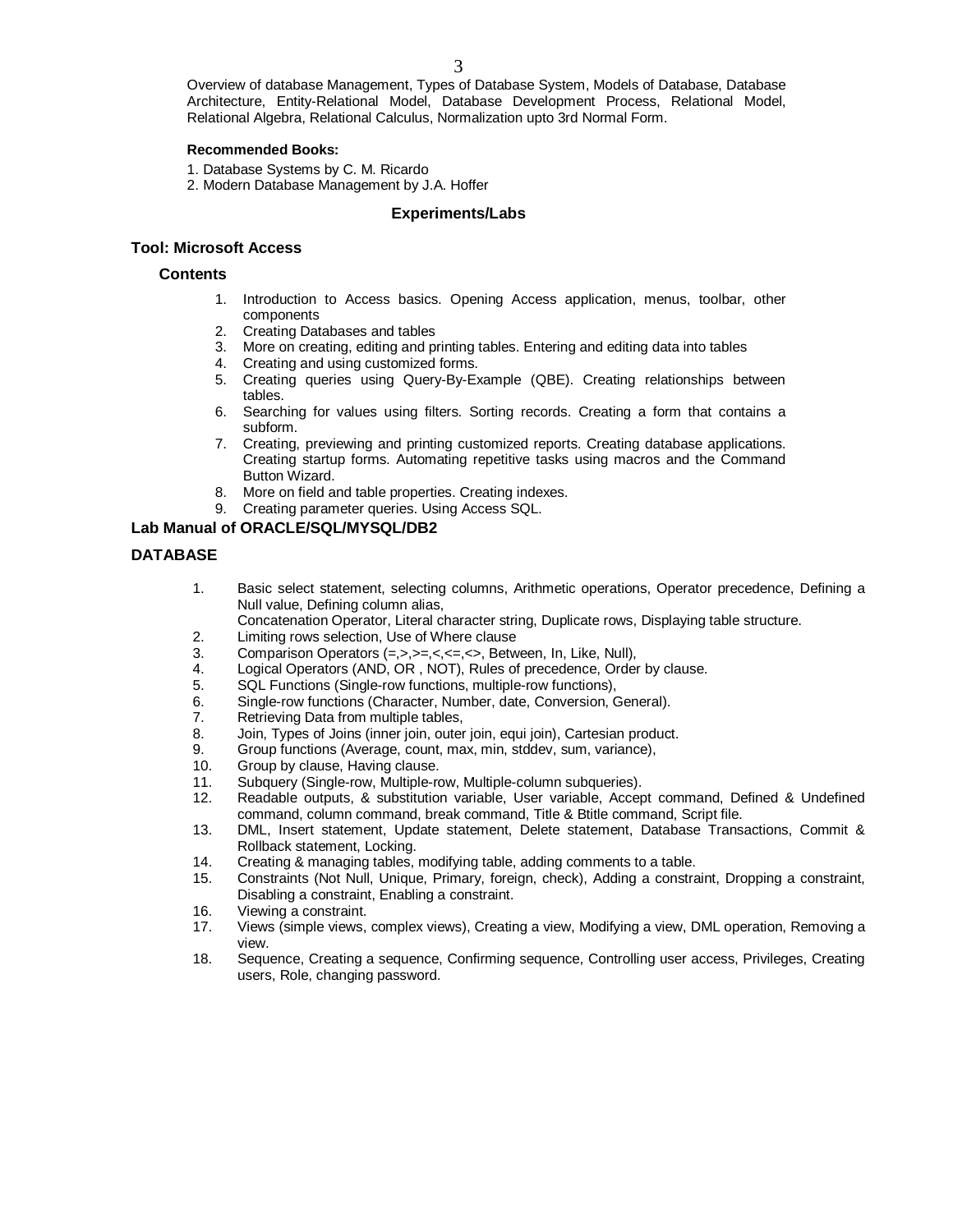Overview of database Management, Types of Database System, Models of Database, Database Architecture, Entity-Relational Model, Database Development Process, Relational Model, Relational Algebra, Relational Calculus, Normalization upto 3rd Normal Form.

**Recommended Books:**

1. Database Systems by C. M. Ricardo
2. Modern Database Management by J.A. Hoffer

## Experiments/Labs

### Tool: Microsoft Access

#### Contents

1. Introduction to Access basics. Opening Access application, menus, toolbar, other components
2. Creating Databases and tables
3. More on creating, editing and printing tables. Entering and editing data into tables
4. Creating and using customized forms.
5. Creating queries using Query-By-Example (QBE). Creating relationships between tables.
6. Searching for values using filters. Sorting records. Creating a form that contains a subform.
7. Creating, previewing and printing customized reports. Creating database applications. Creating startup forms. Automating repetitive tasks using macros and the Command Button Wizard.
8. More on field and table properties. Creating indexes.
9. Creating parameter queries. Using Access SQL.

### Lab Manual of ORACLE/SQL/MYSQL/DB2

### DATABASE

1. Basic select statement, selecting columns, Arithmetic operations, Operator precedence, Defining a Null value, Defining column alias,
   Concatenation Operator, Literal character string, Duplicate rows, Displaying table structure.
2. Limiting rows selection, Use of Where clause
3. Comparison Operators (=,>,>=,<,<=,<>, Between, In, Like, Null),
4. Logical Operators (AND, OR , NOT), Rules of precedence, Order by clause.
5. SQL Functions (Single-row functions, multiple-row functions),
6. Single-row functions (Character, Number, date, Conversion, General).
7. Retrieving Data from multiple tables,
8. Join, Types of Joins (inner join, outer join, equi join), Cartesian product.
9. Group functions (Average, count, max, min, stddev, sum, variance),
10. Group by clause, Having clause.
11. Subquery (Single-row, Multiple-row, Multiple-column subqueries).
12. Readable outputs, & substitution variable, User variable, Accept command, Defined & Undefined command, column command, break command, Title & Btitle command, Script file.
13. DML, Insert statement, Update statement, Delete statement, Database Transactions, Commit & Rollback statement, Locking.
14. Creating & managing tables, modifying table, adding comments to a table.
15. Constraints (Not Null, Unique, Primary, foreign, check), Adding a constraint, Dropping a constraint, Disabling a constraint, Enabling a constraint.
16. Viewing a constraint.
17. Views (simple views, complex views), Creating a view, Modifying a view, DML operation, Removing a view.
18. Sequence, Creating a sequence, Confirming sequence, Controlling user access, Privileges, Creating users, Role, changing password.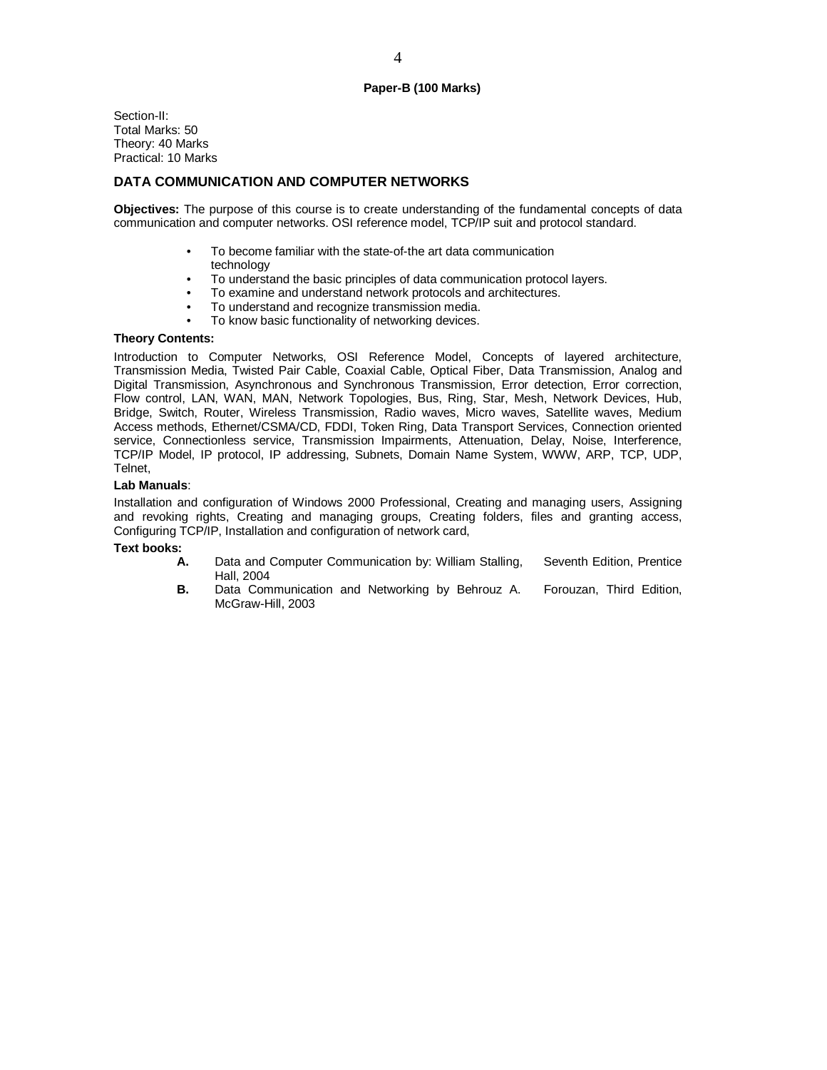**Paper-B (100 Marks)**

Section-II:
Total Marks: 50
Theory: 40 Marks
Practical: 10 Marks

## DATA COMMUNICATION AND COMPUTER NETWORKS

**Objectives:** The purpose of this course is to create understanding of the fundamental concepts of data communication and computer networks. OSI reference model, TCP/IP suit and protocol standard.

- To become familiar with the state-of-the art data communication technology
- To understand the basic principles of data communication protocol layers.
- To examine and understand network protocols and architectures.
- To understand and recognize transmission media.
- To know basic functionality of networking devices.

**Theory Contents:**

Introduction to Computer Networks, OSI Reference Model, Concepts of layered architecture, Transmission Media, Twisted Pair Cable, Coaxial Cable, Optical Fiber, Data Transmission, Analog and Digital Transmission, Asynchronous and Synchronous Transmission, Error detection, Error correction, Flow control, LAN, WAN, MAN, Network Topologies, Bus, Ring, Star, Mesh, Network Devices, Hub, Bridge, Switch, Router, Wireless Transmission, Radio waves, Micro waves, Satellite waves, Medium Access methods, Ethernet/CSMA/CD, FDDI, Token Ring, Data Transport Services, Connection oriented service, Connectionless service, Transmission Impairments, Attenuation, Delay, Noise, Interference, TCP/IP Model, IP protocol, IP addressing, Subnets, Domain Name System, WWW, ARP, TCP, UDP, Telnet,

**Lab Manuals**:

Installation and configuration of Windows 2000 Professional, Creating and managing users, Assigning and revoking rights, Creating and managing groups, Creating folders, files and granting access, Configuring TCP/IP, Installation and configuration of network card,

**Text books:**

- **A.** Data and Computer Communication by: William Stalling, Seventh Edition, Prentice Hall, 2004
- **B.** Data Communication and Networking by Behrouz A. Forouzan, Third Edition, McGraw-Hill, 2003